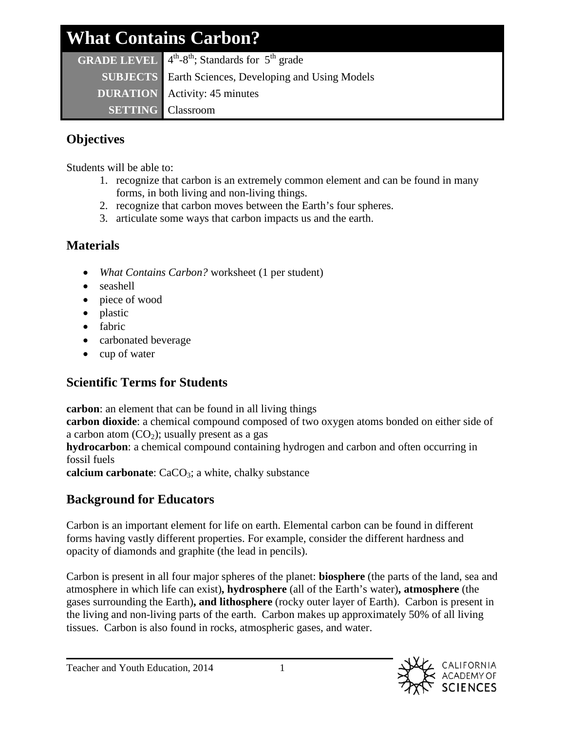# What Contains Carbon?

| | |
|---|---|
| **GRADE LEVEL** | 4th-8th; Standards for 5th grade |
| **SUBJECTS** | Earth Sciences, Developing and Using Models |
| **DURATION** | Activity: 45 minutes |
| **SETTING** | Classroom |

## Objectives

Students will be able to:

1. recognize that carbon is an extremely common element and can be found in many forms, in both living and non-living things.
2. recognize that carbon moves between the Earth's four spheres.
3. articulate some ways that carbon impacts us and the earth.

## Materials

- *What Contains Carbon?* worksheet (1 per student)
- seashell
- piece of wood
- plastic
- fabric
- carbonated beverage
- cup of water

## Scientific Terms for Students

**carbon**: an element that can be found in all living things
**carbon dioxide**: a chemical compound composed of two oxygen atoms bonded on either side of a carbon atom ($CO_2$); usually present as a gas
**hydrocarbon**: a chemical compound containing hydrogen and carbon and often occurring in fossil fuels
**calcium carbonate**: $CaCO_3$; a white, chalky substance

## Background for Educators

Carbon is an important element for life on earth. Elemental carbon can be found in different forms having vastly different properties. For example, consider the different hardness and opacity of diamonds and graphite (the lead in pencils).

Carbon is present in all four major spheres of the planet: **biosphere** (the parts of the land, sea and atmosphere in which life can exist)**, hydrosphere** (all of the Earth's water)**, atmosphere** (the gases surrounding the Earth)**, and lithosphere** (rocky outer layer of Earth). Carbon is present in the living and non-living parts of the earth. Carbon makes up approximately 50% of all living tissues. Carbon is also found in rocks, atmospheric gases, and water.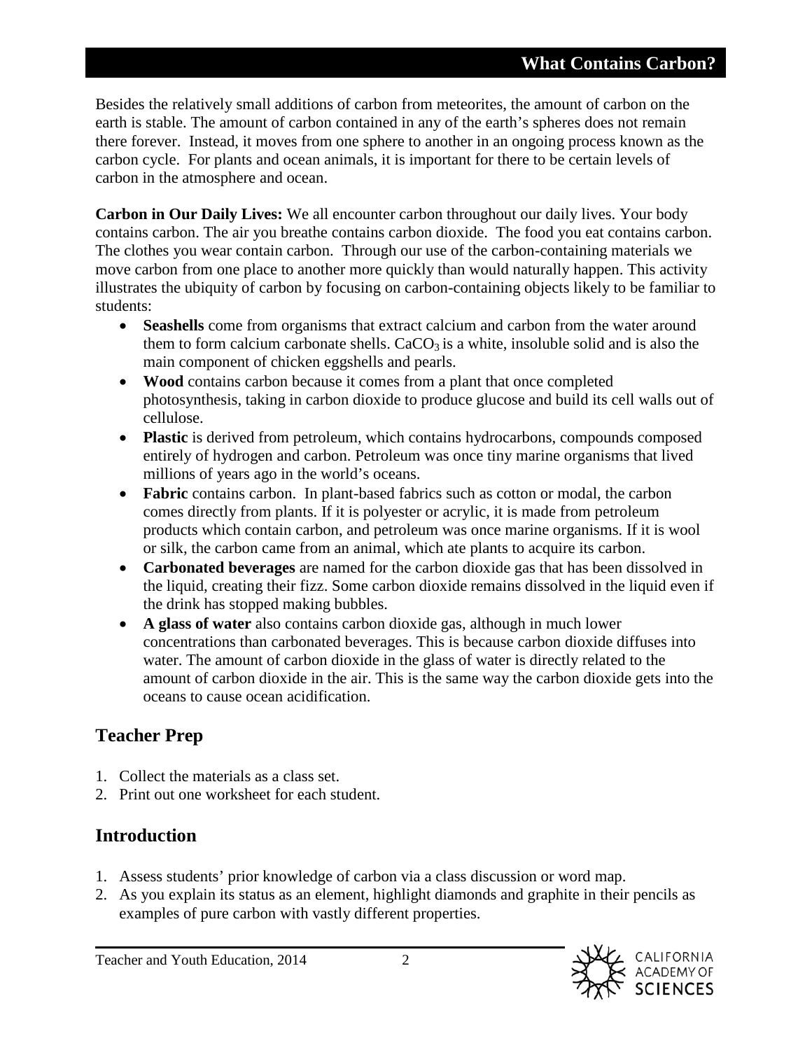Besides the relatively small additions of carbon from meteorites, the amount of carbon on the earth is stable. The amount of carbon contained in any of the earth's spheres does not remain there forever. Instead, it moves from one sphere to another in an ongoing process known as the carbon cycle. For plants and ocean animals, it is important for there to be certain levels of carbon in the atmosphere and ocean.

**Carbon in Our Daily Lives:** We all encounter carbon throughout our daily lives. Your body contains carbon. The air you breathe contains carbon dioxide. The food you eat contains carbon. The clothes you wear contain carbon. Through our use of the carbon-containing materials we move carbon from one place to another more quickly than would naturally happen. This activity illustrates the ubiquity of carbon by focusing on carbon-containing objects likely to be familiar to students:

- **Seashells** come from organisms that extract calcium and carbon from the water around them to form calcium carbonate shells. $CaCO_3$ is a white, insoluble solid and is also the main component of chicken eggshells and pearls.
- **Wood** contains carbon because it comes from a plant that once completed photosynthesis, taking in carbon dioxide to produce glucose and build its cell walls out of cellulose.
- **Plastic** is derived from petroleum, which contains hydrocarbons, compounds composed entirely of hydrogen and carbon. Petroleum was once tiny marine organisms that lived millions of years ago in the world's oceans.
- **Fabric** contains carbon. In plant-based fabrics such as cotton or modal, the carbon comes directly from plants. If it is polyester or acrylic, it is made from petroleum products which contain carbon, and petroleum was once marine organisms. If it is wool or silk, the carbon came from an animal, which ate plants to acquire its carbon.
- **Carbonated beverages** are named for the carbon dioxide gas that has been dissolved in the liquid, creating their fizz. Some carbon dioxide remains dissolved in the liquid even if the drink has stopped making bubbles.
- **A glass of water** also contains carbon dioxide gas, although in much lower concentrations than carbonated beverages. This is because carbon dioxide diffuses into water. The amount of carbon dioxide in the glass of water is directly related to the amount of carbon dioxide in the air. This is the same way the carbon dioxide gets into the oceans to cause ocean acidification.

## Teacher Prep

1. Collect the materials as a class set.
2. Print out one worksheet for each student.

## Introduction

1. Assess students' prior knowledge of carbon via a class discussion or word map.
2. As you explain its status as an element, highlight diamonds and graphite in their pencils as examples of pure carbon with vastly different properties.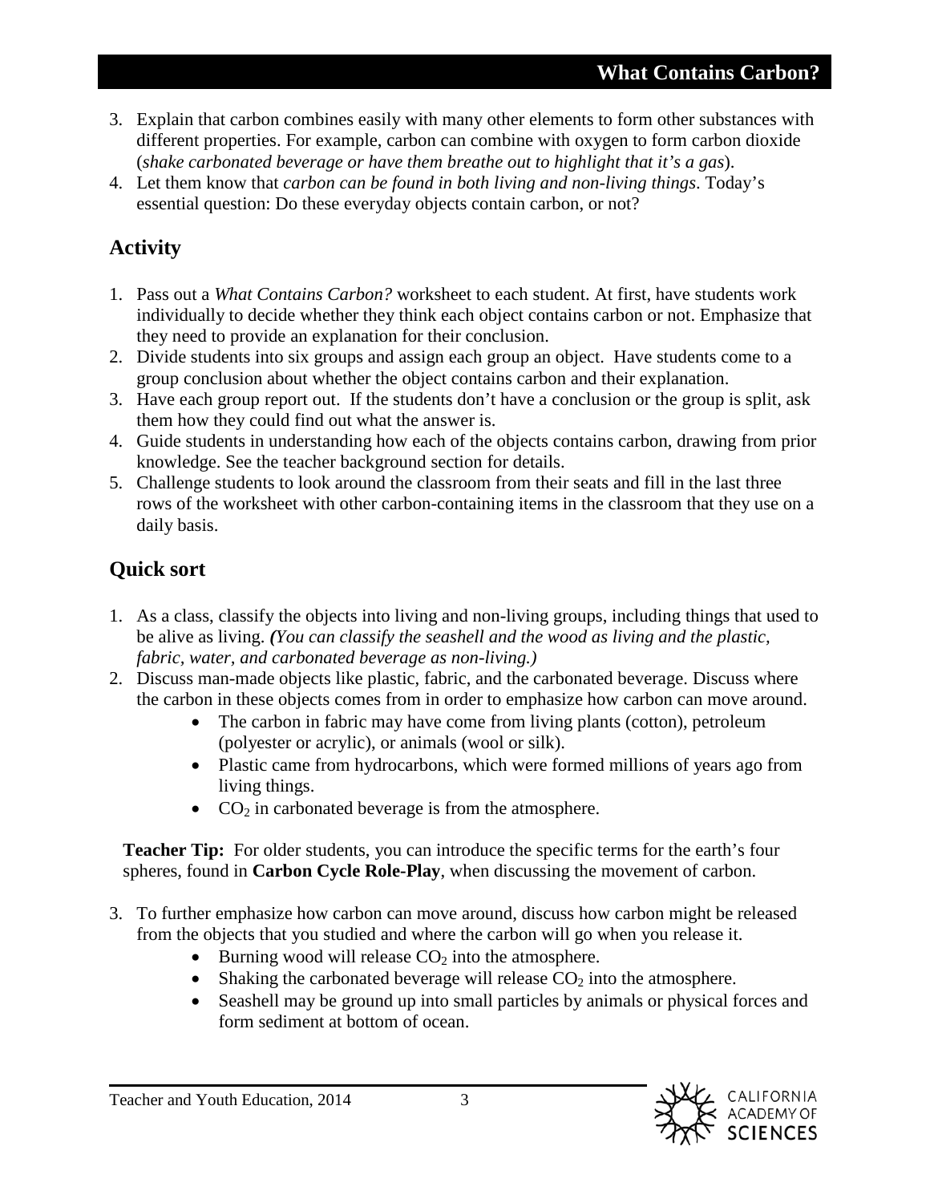3. Explain that carbon combines easily with many other elements to form other substances with different properties. For example, carbon can combine with oxygen to form carbon dioxide (*shake carbonated beverage or have them breathe out to highlight that it's a gas*).
4. Let them know that *carbon can be found in both living and non-living things*. Today's essential question: Do these everyday objects contain carbon, or not?

## Activity

1. Pass out a *What Contains Carbon?* worksheet to each student. At first, have students work individually to decide whether they think each object contains carbon or not. Emphasize that they need to provide an explanation for their conclusion.
2. Divide students into six groups and assign each group an object. Have students come to a group conclusion about whether the object contains carbon and their explanation.
3. Have each group report out. If the students don't have a conclusion or the group is split, ask them how they could find out what the answer is.
4. Guide students in understanding how each of the objects contains carbon, drawing from prior knowledge. See the teacher background section for details.
5. Challenge students to look around the classroom from their seats and fill in the last three rows of the worksheet with other carbon-containing items in the classroom that they use on a daily basis.

## Quick sort

1. As a class, classify the objects into living and non-living groups, including things that used to be alive as living. ***(****You can classify the seashell and the wood as living and the plastic, fabric, water, and carbonated beverage as non-living.)*
2. Discuss man-made objects like plastic, fabric, and the carbonated beverage. Discuss where the carbon in these objects comes from in order to emphasize how carbon can move around.
   - The carbon in fabric may have come from living plants (cotton), petroleum (polyester or acrylic), or animals (wool or silk).
   - Plastic came from hydrocarbons, which were formed millions of years ago from living things.
   - $CO_2$ in carbonated beverage is from the atmosphere.

**Teacher Tip:** For older students, you can introduce the specific terms for the earth's four spheres, found in **Carbon Cycle Role-Play**, when discussing the movement of carbon.

3. To further emphasize how carbon can move around, discuss how carbon might be released from the objects that you studied and where the carbon will go when you release it.
   - Burning wood will release $CO_2$ into the atmosphere.
   - Shaking the carbonated beverage will release $CO_2$ into the atmosphere.
   - Seashell may be ground up into small particles by animals or physical forces and form sediment at bottom of ocean.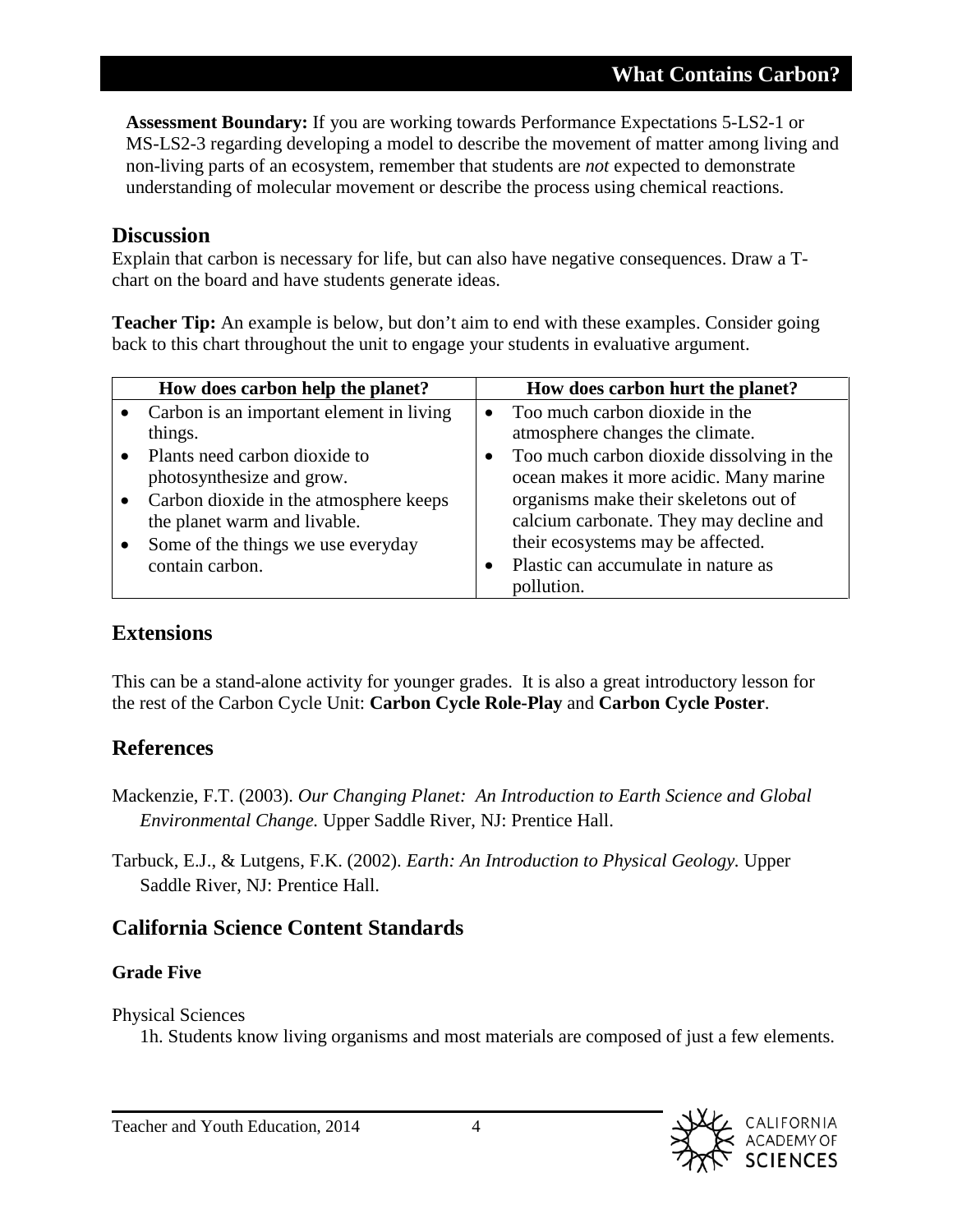**Assessment Boundary:** If you are working towards Performance Expectations 5-LS2-1 or MS-LS2-3 regarding developing a model to describe the movement of matter among living and non-living parts of an ecosystem, remember that students are *not* expected to demonstrate understanding of molecular movement or describe the process using chemical reactions.

## Discussion

Explain that carbon is necessary for life, but can also have negative consequences. Draw a T-chart on the board and have students generate ideas.

**Teacher Tip:** An example is below, but don't aim to end with these examples. Consider going back to this chart throughout the unit to engage your students in evaluative argument.

| How does carbon help the planet? | How does carbon hurt the planet? |
|---|---|
| • Carbon is an important element in living things.<br>• Plants need carbon dioxide to photosynthesize and grow.<br>• Carbon dioxide in the atmosphere keeps the planet warm and livable.<br>• Some of the things we use everyday contain carbon. | • Too much carbon dioxide in the atmosphere changes the climate.<br>• Too much carbon dioxide dissolving in the ocean makes it more acidic. Many marine organisms make their skeletons out of calcium carbonate. They may decline and their ecosystems may be affected.<br>• Plastic can accumulate in nature as pollution. |

## Extensions

This can be a stand-alone activity for younger grades. It is also a great introductory lesson for the rest of the Carbon Cycle Unit: **Carbon Cycle Role-Play** and **Carbon Cycle Poster**.

## References

Mackenzie, F.T. (2003). *Our Changing Planet: An Introduction to Earth Science and Global Environmental Change.* Upper Saddle River, NJ: Prentice Hall.

Tarbuck, E.J., & Lutgens, F.K. (2002). *Earth: An Introduction to Physical Geology.* Upper Saddle River, NJ: Prentice Hall.

## California Science Content Standards

### Grade Five

Physical Sciences

1h. Students know living organisms and most materials are composed of just a few elements.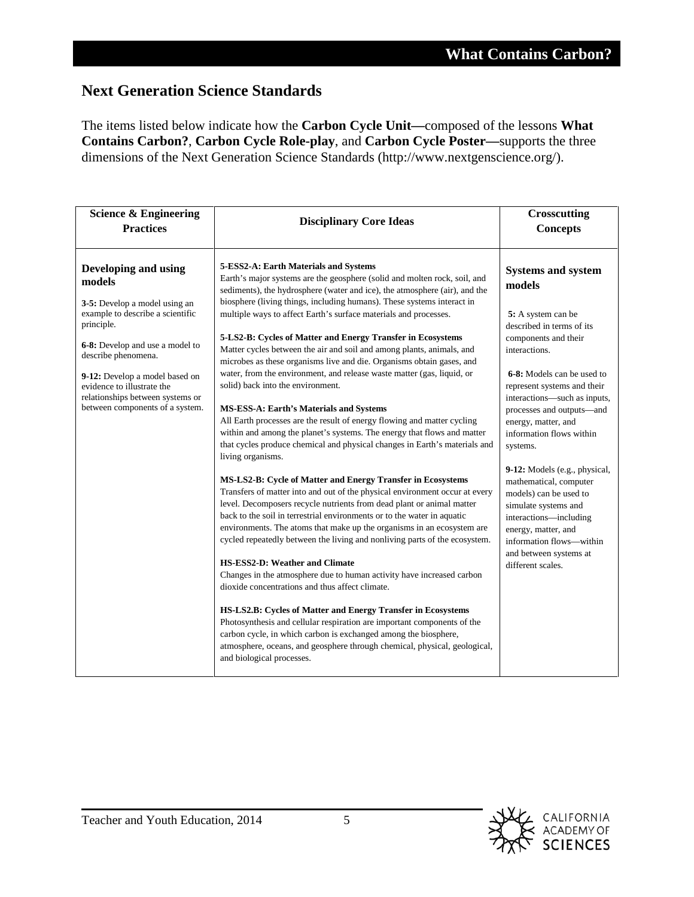## Next Generation Science Standards

The items listed below indicate how the **Carbon Cycle Unit—**composed of the lessons **What Contains Carbon?**, **Carbon Cycle Role-play**, and **Carbon Cycle Poster—**supports the three dimensions of the Next Generation Science Standards (http://www.nextgenscience.org/).

| Science & Engineering Practices | Disciplinary Core Ideas | Crosscutting Concepts |
| --- | --- | --- |
| **Developing and using models**<br><br>**3-5:** Develop a model using an example to describe a scientific principle.<br><br>**6-8:** Develop and use a model to describe phenomena.<br><br>**9-12:** Develop a model based on evidence to illustrate the relationships between systems or between components of a system. | **5-ESS2-A: Earth Materials and Systems**<br>Earth's major systems are the geosphere (solid and molten rock, soil, and sediments), the hydrosphere (water and ice), the atmosphere (air), and the biosphere (living things, including humans). These systems interact in multiple ways to affect Earth's surface materials and processes.<br><br>**5-LS2-B: Cycles of Matter and Energy Transfer in Ecosystems**<br>Matter cycles between the air and soil and among plants, animals, and microbes as these organisms live and die. Organisms obtain gases, and water, from the environment, and release waste matter (gas, liquid, or solid) back into the environment.<br><br>**MS-ESS-A: Earth's Materials and Systems**<br>All Earth processes are the result of energy flowing and matter cycling within and among the planet's systems. The energy that flows and matter that cycles produce chemical and physical changes in Earth's materials and living organisms.<br><br>**MS-LS2-B: Cycle of Matter and Energy Transfer in Ecosystems**<br>Transfers of matter into and out of the physical environment occur at every level. Decomposers recycle nutrients from dead plant or animal matter back to the soil in terrestrial environments or to the water in aquatic environments. The atoms that make up the organisms in an ecosystem are cycled repeatedly between the living and nonliving parts of the ecosystem.<br><br>**HS-ESS2-D: Weather and Climate**<br>Changes in the atmosphere due to human activity have increased carbon dioxide concentrations and thus affect climate.<br><br>**HS-LS2.B: Cycles of Matter and Energy Transfer in Ecosystems**<br>Photosynthesis and cellular respiration are important components of the carbon cycle, in which carbon is exchanged among the biosphere, atmosphere, oceans, and geosphere through chemical, physical, geological, and biological processes. | **Systems and system models**<br><br>**5:** A system can be described in terms of its components and their interactions.<br><br>**6-8:** Models can be used to represent systems and their interactions—such as inputs, processes and outputs—and energy, matter, and information flows within systems.<br><br>**9-12:** Models (e.g., physical, mathematical, computer models) can be used to simulate systems and interactions—including energy, matter, and information flows—within and between systems at different scales. |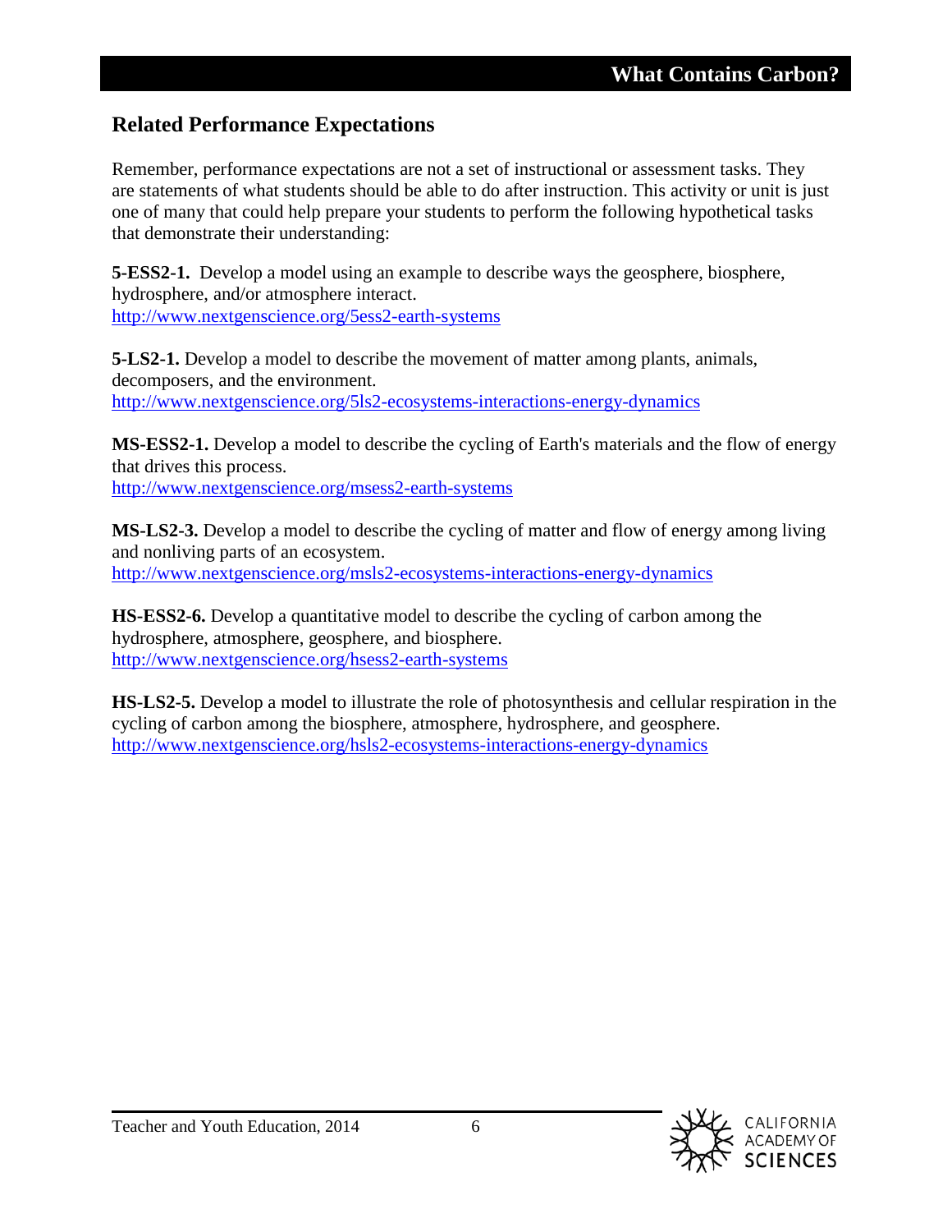## Related Performance Expectations

Remember, performance expectations are not a set of instructional or assessment tasks. They are statements of what students should be able to do after instruction. This activity or unit is just one of many that could help prepare your students to perform the following hypothetical tasks that demonstrate their understanding:

**5-ESS2-1.** Develop a model using an example to describe ways the geosphere, biosphere, hydrosphere, and/or atmosphere interact.
http://www.nextgenscience.org/5ess2-earth-systems

**5-LS2-1.** Develop a model to describe the movement of matter among plants, animals, decomposers, and the environment.
http://www.nextgenscience.org/5ls2-ecosystems-interactions-energy-dynamics

**MS-ESS2-1.** Develop a model to describe the cycling of Earth's materials and the flow of energy that drives this process.
http://www.nextgenscience.org/msess2-earth-systems

**MS-LS2-3.** Develop a model to describe the cycling of matter and flow of energy among living and nonliving parts of an ecosystem.
http://www.nextgenscience.org/msls2-ecosystems-interactions-energy-dynamics

**HS-ESS2-6.** Develop a quantitative model to describe the cycling of carbon among the hydrosphere, atmosphere, geosphere, and biosphere.
http://www.nextgenscience.org/hsess2-earth-systems

**HS-LS2-5.** Develop a model to illustrate the role of photosynthesis and cellular respiration in the cycling of carbon among the biosphere, atmosphere, hydrosphere, and geosphere.
http://www.nextgenscience.org/hsls2-ecosystems-interactions-energy-dynamics